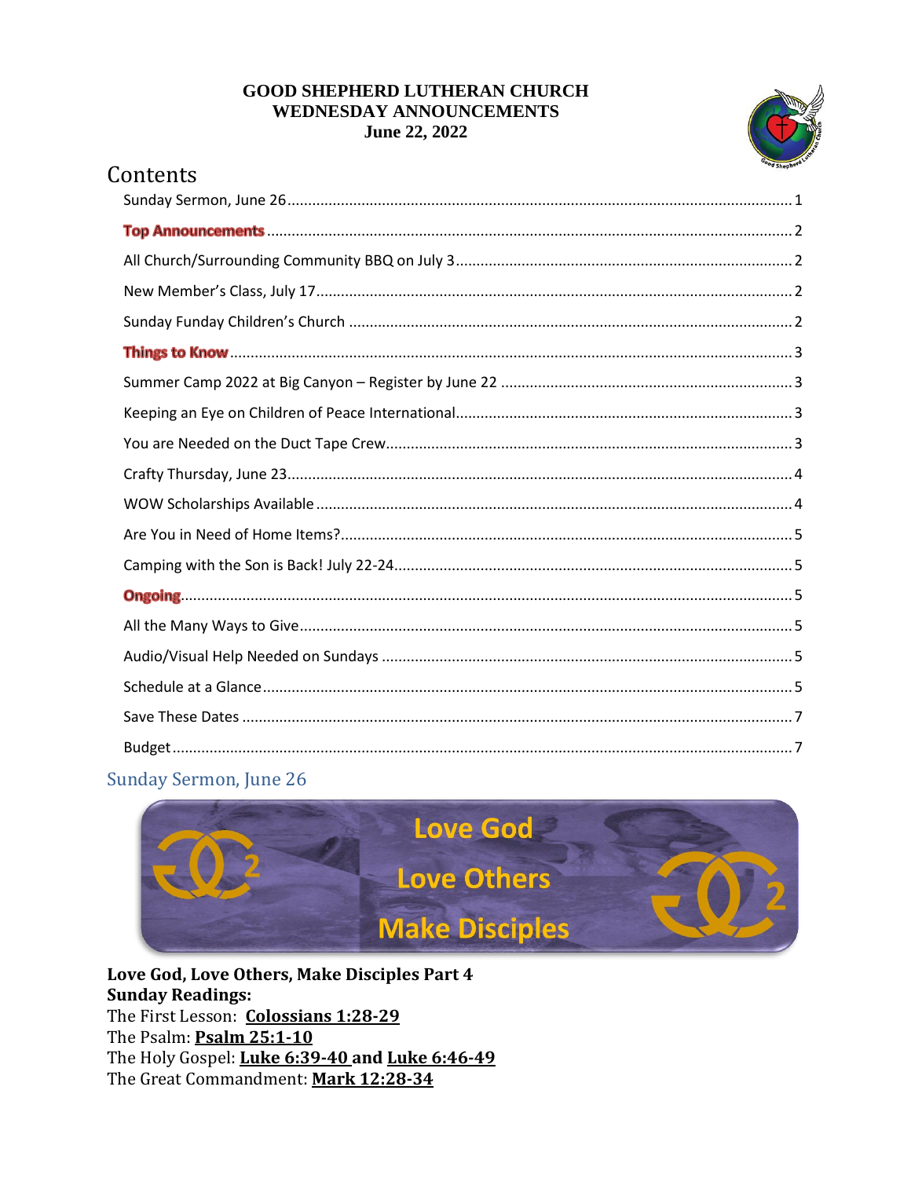**GOOD SHEPHERD LUTHERAN CHURCH**
**WEDNESDAY ANNOUNCEMENTS**
**June 22, 2022**

# Contents

- Sunday Sermon, June 26 ........ 1
- **Top Announcements** ........ 2
- All Church/Surrounding Community BBQ on July 3 ........ 2
- New Member's Class, July 17 ........ 2
- Sunday Funday Children's Church ........ 2
- **Things to Know** ........ 3
- Summer Camp 2022 at Big Canyon – Register by June 22 ........ 3
- Keeping an Eye on Children of Peace International ........ 3
- You are Needed on the Duct Tape Crew ........ 3
- Crafty Thursday, June 23 ........ 4
- WOW Scholarships Available ........ 4
- Are You in Need of Home Items? ........ 5
- Camping with the Son is Back! July 22-24 ........ 5
- **Ongoing** ........ 5
- All the Many Ways to Give ........ 5
- Audio/Visual Help Needed on Sundays ........ 5
- Schedule at a Glance ........ 5
- Save These Dates ........ 7
- Budget ........ 7

## Sunday Sermon, June 26

Love God
Love Others
Make Disciples

**Love God, Love Others, Make Disciples Part 4**
**Sunday Readings:**
The First Lesson: **Colossians 1:28-29**
The Psalm: **Psalm 25:1-10**
The Holy Gospel: **Luke 6:39-40 and Luke 6:46-49**
The Great Commandment: **Mark 12:28-34**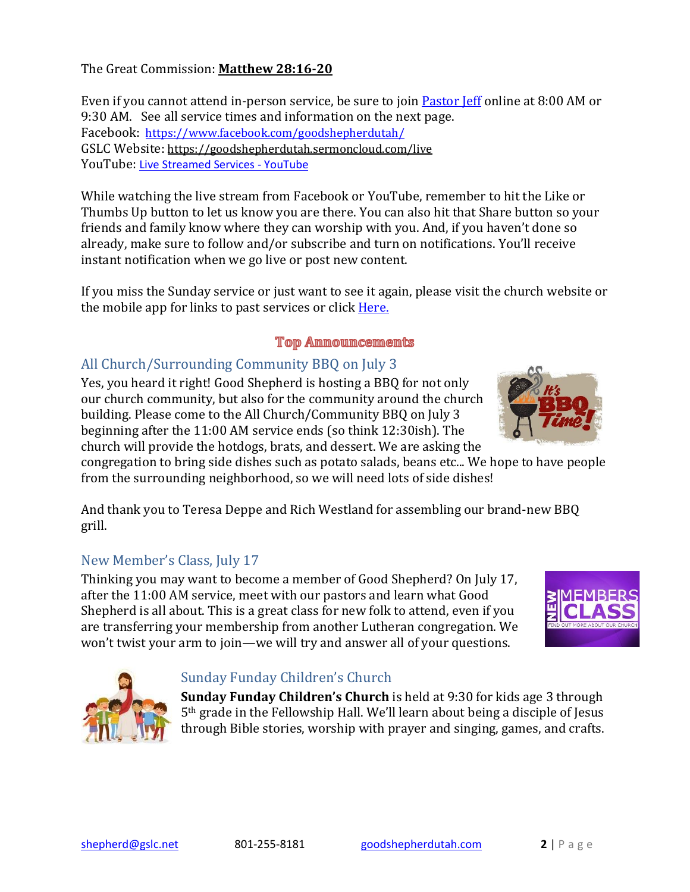The Great Commission: **Matthew 28:16-20**

Even if you cannot attend in-person service, be sure to join Pastor Jeff online at 8:00 AM or 9:30 AM. See all service times and information on the next page.
Facebook: https://www.facebook.com/goodshepherdutah/
GSLC Website: https://goodshepherdutah.sermoncloud.com/live
YouTube: Live Streamed Services - YouTube

While watching the live stream from Facebook or YouTube, remember to hit the Like or Thumbs Up button to let us know you are there. You can also hit that Share button so your friends and family know where they can worship with you. And, if you haven't done so already, make sure to follow and/or subscribe and turn on notifications. You'll receive instant notification when we go live or post new content.

If you miss the Sunday service or just want to see it again, please visit the church website or the mobile app for links to past services or click Here.

## Top Announcements

### All Church/Surrounding Community BBQ on July 3

Yes, you heard it right! Good Shepherd is hosting a BBQ for not only our church community, but also for the community around the church building. Please come to the All Church/Community BBQ on July 3 beginning after the 11:00 AM service ends (so think 12:30ish). The church will provide the hotdogs, brats, and dessert. We are asking the congregation to bring side dishes such as potato salads, beans etc... We hope to have people from the surrounding neighborhood, so we will need lots of side dishes!

And thank you to Teresa Deppe and Rich Westland for assembling our brand-new BBQ grill.

### New Member's Class, July 17

Thinking you may want to become a member of Good Shepherd? On July 17, after the 11:00 AM service, meet with our pastors and learn what Good Shepherd is all about. This is a great class for new folk to attend, even if you are transferring your membership from another Lutheran congregation. We won't twist your arm to join—we will try and answer all of your questions.

### Sunday Funday Children's Church

**Sunday Funday Children's Church** is held at 9:30 for kids age 3 through 5th grade in the Fellowship Hall. We'll learn about being a disciple of Jesus through Bible stories, worship with prayer and singing, games, and crafts.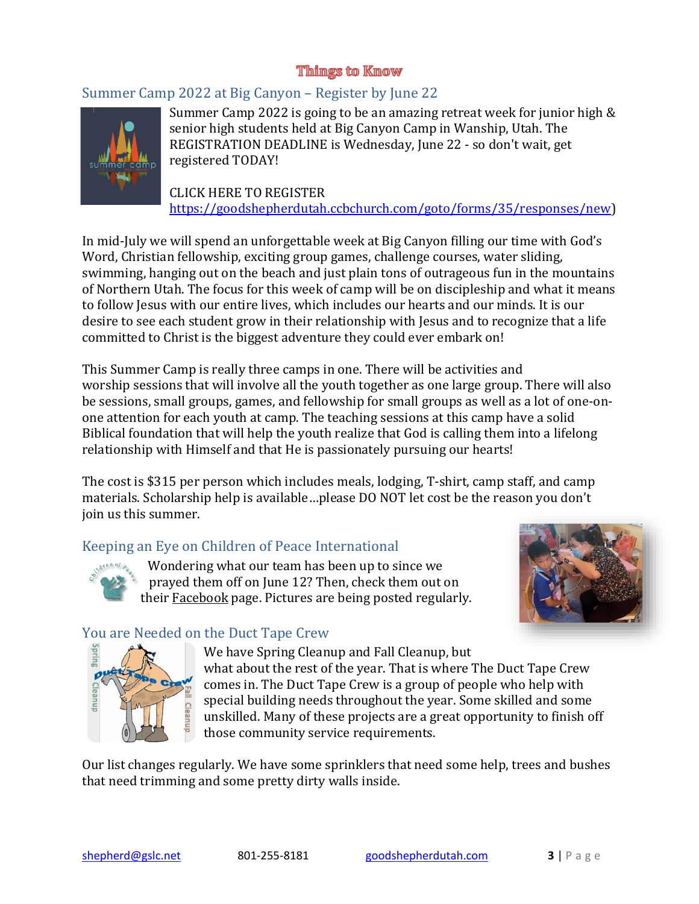# Things to Know

## Summer Camp 2022 at Big Canyon – Register by June 22

Summer Camp 2022 is going to be an amazing retreat week for junior high & senior high students held at Big Canyon Camp in Wanship, Utah. The REGISTRATION DEADLINE is Wednesday, June 22 - so don't wait, get registered TODAY!

CLICK HERE TO REGISTER
https://goodshepherdutah.ccbchurch.com/goto/forms/35/responses/new)

In mid-July we will spend an unforgettable week at Big Canyon filling our time with God's Word, Christian fellowship, exciting group games, challenge courses, water sliding, swimming, hanging out on the beach and just plain tons of outrageous fun in the mountains of Northern Utah. The focus for this week of camp will be on discipleship and what it means to follow Jesus with our entire lives, which includes our hearts and our minds. It is our desire to see each student grow in their relationship with Jesus and to recognize that a life committed to Christ is the biggest adventure they could ever embark on!

This Summer Camp is really three camps in one. There will be activities and worship sessions that will involve all the youth together as one large group. There will also be sessions, small groups, games, and fellowship for small groups as well as a lot of one-on-one attention for each youth at camp. The teaching sessions at this camp have a solid Biblical foundation that will help the youth realize that God is calling them into a lifelong relationship with Himself and that He is passionately pursuing our hearts!

The cost is $315 per person which includes meals, lodging, T-shirt, camp staff, and camp materials. Scholarship help is available…please DO NOT let cost be the reason you don't join us this summer.

## Keeping an Eye on Children of Peace International

Wondering what our team has been up to since we prayed them off on June 12? Then, check them out on their Facebook page. Pictures are being posted regularly.

## You are Needed on the Duct Tape Crew

We have Spring Cleanup and Fall Cleanup, but what about the rest of the year. That is where The Duct Tape Crew comes in. The Duct Tape Crew is a group of people who help with special building needs throughout the year. Some skilled and some unskilled. Many of these projects are a great opportunity to finish off those community service requirements.

Our list changes regularly. We have some sprinklers that need some help, trees and bushes that need trimming and some pretty dirty walls inside.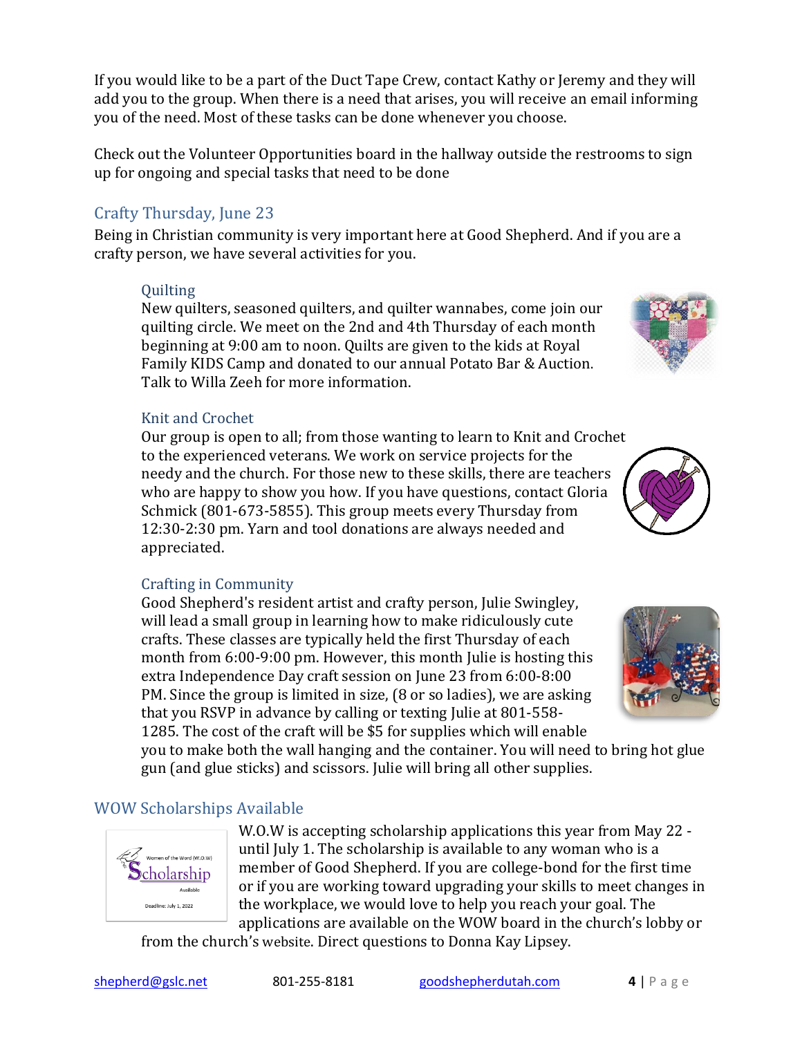If you would like to be a part of the Duct Tape Crew, contact Kathy or Jeremy and they will add you to the group. When there is a need that arises, you will receive an email informing you of the need. Most of these tasks can be done whenever you choose.

Check out the Volunteer Opportunities board in the hallway outside the restrooms to sign up for ongoing and special tasks that need to be done

## Crafty Thursday, June 23

Being in Christian community is very important here at Good Shepherd. And if you are a crafty person, we have several activities for you.

### Quilting

New quilters, seasoned quilters, and quilter wannabes, come join our quilting circle. We meet on the 2nd and 4th Thursday of each month beginning at 9:00 am to noon. Quilts are given to the kids at Royal Family KIDS Camp and donated to our annual Potato Bar & Auction. Talk to Willa Zeeh for more information.

### Knit and Crochet

Our group is open to all; from those wanting to learn to Knit and Crochet to the experienced veterans. We work on service projects for the needy and the church. For those new to these skills, there are teachers who are happy to show you how. If you have questions, contact Gloria Schmick (801-673-5855). This group meets every Thursday from 12:30-2:30 pm. Yarn and tool donations are always needed and appreciated.

### Crafting in Community

Good Shepherd's resident artist and crafty person, Julie Swingley, will lead a small group in learning how to make ridiculously cute crafts. These classes are typically held the first Thursday of each month from 6:00-9:00 pm. However, this month Julie is hosting this extra Independence Day craft session on June 23 from 6:00-8:00 PM. Since the group is limited in size, (8 or so ladies), we are asking that you RSVP in advance by calling or texting Julie at 801-558-1285. The cost of the craft will be $5 for supplies which will enable you to make both the wall hanging and the container. You will need to bring hot glue gun (and glue sticks) and scissors. Julie will bring all other supplies.

## WOW Scholarships Available

W.O.W is accepting scholarship applications this year from May 22 - until July 1. The scholarship is available to any woman who is a member of Good Shepherd. If you are college-bond for the first time or if you are working toward upgrading your skills to meet changes in the workplace, we would love to help you reach your goal. The applications are available on the WOW board in the church's lobby or from the church's website. Direct questions to Donna Kay Lipsey.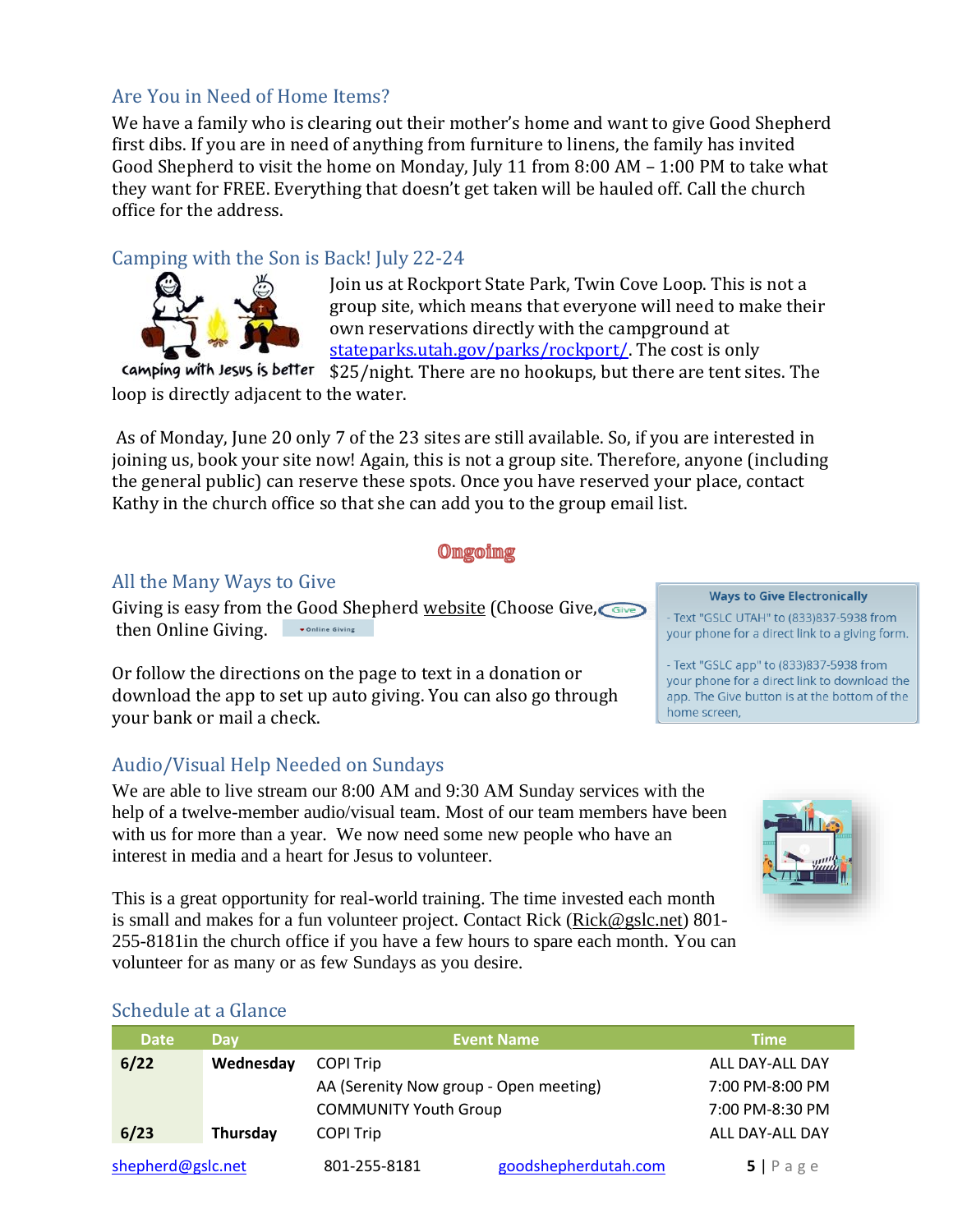## Are You in Need of Home Items?

We have a family who is clearing out their mother's home and want to give Good Shepherd first dibs. If you are in need of anything from furniture to linens, the family has invited Good Shepherd to visit the home on Monday, July 11 from 8:00 AM – 1:00 PM to take what they want for FREE. Everything that doesn't get taken will be hauled off. Call the church office for the address.

## Camping with the Son is Back! July 22-24

camping with Jesus is better

Join us at Rockport State Park, Twin Cove Loop. This is not a group site, which means that everyone will need to make their own reservations directly with the campground at stateparks.utah.gov/parks/rockport/. The cost is only $25/night. There are no hookups, but there are tent sites. The loop is directly adjacent to the water.

As of Monday, June 20 only 7 of the 23 sites are still available. So, if you are interested in joining us, book your site now! Again, this is not a group site. Therefore, anyone (including the general public) can reserve these spots. Once you have reserved your place, contact Kathy in the church office so that she can add you to the group email list.

# Ongoing

## All the Many Ways to Give

Giving is easy from the Good Shepherd website (Choose Give, then Online Giving.

Or follow the directions on the page to text in a donation or download the app to set up auto giving. You can also go through your bank or mail a check.

**Ways to Give Electronically**

- Text "GSLC UTAH" to (833)837-5938 from your phone for a direct link to a giving form.

- Text "GSLC app" to (833)837-5938 from your phone for a direct link to download the app. The Give button is at the bottom of the home screen.

## Audio/Visual Help Needed on Sundays

We are able to live stream our 8:00 AM and 9:30 AM Sunday services with the help of a twelve-member audio/visual team. Most of our team members have been with us for more than a year. We now need some new people who have an interest in media and a heart for Jesus to volunteer.

This is a great opportunity for real-world training. The time invested each month is small and makes for a fun volunteer project. Contact Rick (Rick@gslc.net) 801-255-8181in the church office if you have a few hours to spare each month. You can volunteer for as many or as few Sundays as you desire.

## Schedule at a Glance

| Date | Day | Event Name | Time |
|---|---|---|---|
| 6/22 | Wednesday | COPI Trip | ALL DAY-ALL DAY |
| | | AA (Serenity Now group - Open meeting) | 7:00 PM-8:00 PM |
| | | COMMUNITY Youth Group | 7:00 PM-8:30 PM |
| 6/23 | Thursday | COPI Trip | ALL DAY-ALL DAY |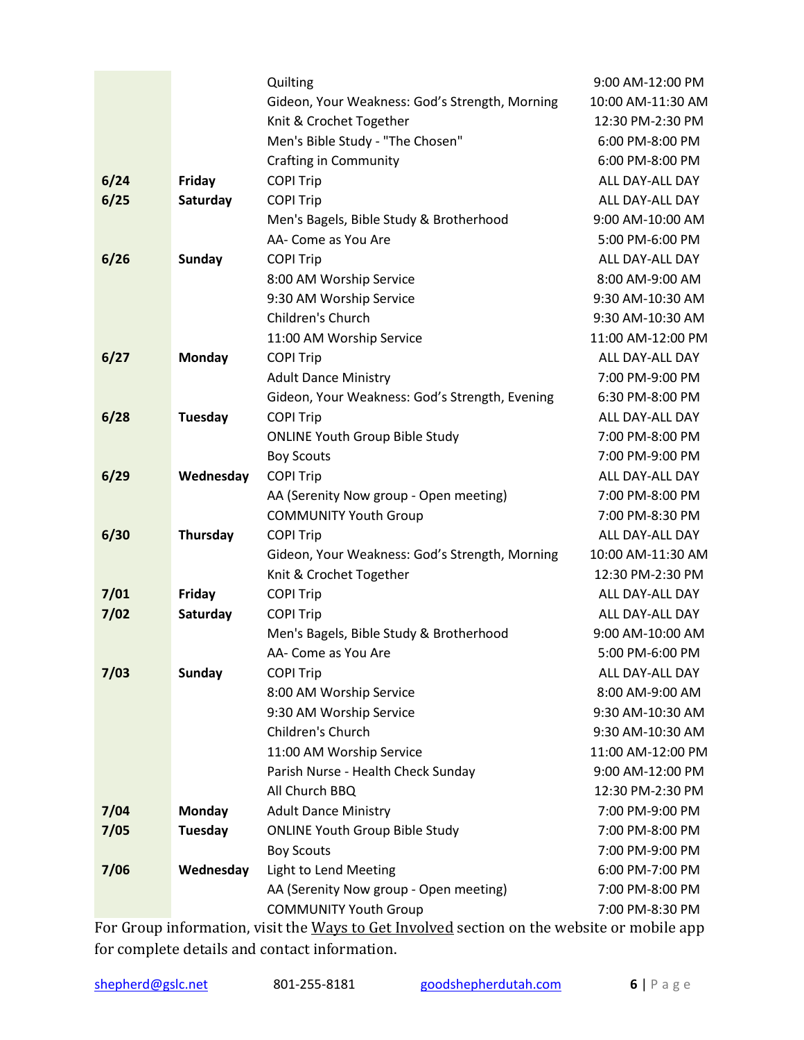| | | | |
|---|---|---|---|
| | | Quilting | 9:00 AM-12:00 PM |
| | | Gideon, Your Weakness: God's Strength, Morning | 10:00 AM-11:30 AM |
| | | Knit & Crochet Together | 12:30 PM-2:30 PM |
| | | Men's Bible Study - "The Chosen" | 6:00 PM-8:00 PM |
| | | Crafting in Community | 6:00 PM-8:00 PM |
| **6/24** | **Friday** | COPI Trip | ALL DAY-ALL DAY |
| **6/25** | **Saturday** | COPI Trip | ALL DAY-ALL DAY |
| | | Men's Bagels, Bible Study & Brotherhood | 9:00 AM-10:00 AM |
| | | AA- Come as You Are | 5:00 PM-6:00 PM |
| **6/26** | **Sunday** | COPI Trip | ALL DAY-ALL DAY |
| | | 8:00 AM Worship Service | 8:00 AM-9:00 AM |
| | | 9:30 AM Worship Service | 9:30 AM-10:30 AM |
| | | Children's Church | 9:30 AM-10:30 AM |
| | | 11:00 AM Worship Service | 11:00 AM-12:00 PM |
| **6/27** | **Monday** | COPI Trip | ALL DAY-ALL DAY |
| | | Adult Dance Ministry | 7:00 PM-9:00 PM |
| | | Gideon, Your Weakness: God's Strength, Evening | 6:30 PM-8:00 PM |
| **6/28** | **Tuesday** | COPI Trip | ALL DAY-ALL DAY |
| | | ONLINE Youth Group Bible Study | 7:00 PM-8:00 PM |
| | | Boy Scouts | 7:00 PM-9:00 PM |
| **6/29** | **Wednesday** | COPI Trip | ALL DAY-ALL DAY |
| | | AA (Serenity Now group - Open meeting) | 7:00 PM-8:00 PM |
| | | COMMUNITY Youth Group | 7:00 PM-8:30 PM |
| **6/30** | **Thursday** | COPI Trip | ALL DAY-ALL DAY |
| | | Gideon, Your Weakness: God's Strength, Morning | 10:00 AM-11:30 AM |
| | | Knit & Crochet Together | 12:30 PM-2:30 PM |
| **7/01** | **Friday** | COPI Trip | ALL DAY-ALL DAY |
| **7/02** | **Saturday** | COPI Trip | ALL DAY-ALL DAY |
| | | Men's Bagels, Bible Study & Brotherhood | 9:00 AM-10:00 AM |
| | | AA- Come as You Are | 5:00 PM-6:00 PM |
| **7/03** | **Sunday** | COPI Trip | ALL DAY-ALL DAY |
| | | 8:00 AM Worship Service | 8:00 AM-9:00 AM |
| | | 9:30 AM Worship Service | 9:30 AM-10:30 AM |
| | | Children's Church | 9:30 AM-10:30 AM |
| | | 11:00 AM Worship Service | 11:00 AM-12:00 PM |
| | | Parish Nurse - Health Check Sunday | 9:00 AM-12:00 PM |
| | | All Church BBQ | 12:30 PM-2:30 PM |
| **7/04** | **Monday** | Adult Dance Ministry | 7:00 PM-9:00 PM |
| **7/05** | **Tuesday** | ONLINE Youth Group Bible Study | 7:00 PM-8:00 PM |
| | | Boy Scouts | 7:00 PM-9:00 PM |
| **7/06** | **Wednesday** | Light to Lend Meeting | 6:00 PM-7:00 PM |
| | | AA (Serenity Now group - Open meeting) | 7:00 PM-8:00 PM |
| | | COMMUNITY Youth Group | 7:00 PM-8:30 PM |

For Group information, visit the Ways to Get Involved section on the website or mobile app for complete details and contact information.

shepherd@gslc.net 801-255-8181 goodshepherdutah.com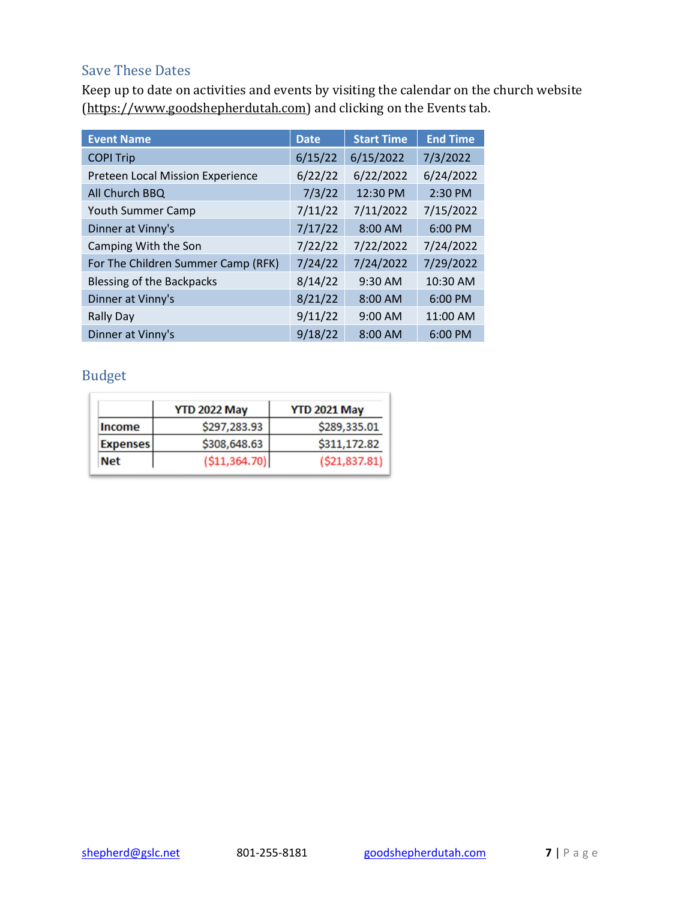## Save These Dates

Keep up to date on activities and events by visiting the calendar on the church website (https://www.goodshepherdutah.com) and clicking on the Events tab.

| Event Name | Date | Start Time | End Time |
|---|---|---|---|
| COPI Trip | 6/15/22 | 6/15/2022 | 7/3/2022 |
| Preteen Local Mission Experience | 6/22/22 | 6/22/2022 | 6/24/2022 |
| All Church BBQ | 7/3/22 | 12:30 PM | 2:30 PM |
| Youth Summer Camp | 7/11/22 | 7/11/2022 | 7/15/2022 |
| Dinner at Vinny's | 7/17/22 | 8:00 AM | 6:00 PM |
| Camping With the Son | 7/22/22 | 7/22/2022 | 7/24/2022 |
| For The Children Summer Camp (RFK) | 7/24/22 | 7/24/2022 | 7/29/2022 |
| Blessing of the Backpacks | 8/14/22 | 9:30 AM | 10:30 AM |
| Dinner at Vinny's | 8/21/22 | 8:00 AM | 6:00 PM |
| Rally Day | 9/11/22 | 9:00 AM | 11:00 AM |
| Dinner at Vinny's | 9/18/22 | 8:00 AM | 6:00 PM |

## Budget

| | YTD 2022 May | YTD 2021 May |
|---|---|---|
| **Income** | $297,283.93 | $289,335.01 |
| **Expenses** | $308,648.63 | $311,172.82 |
| **Net** | ($11,364.70) | ($21,837.81) |

shepherd@gslc.net 801-255-8181 goodshepherdutah.com